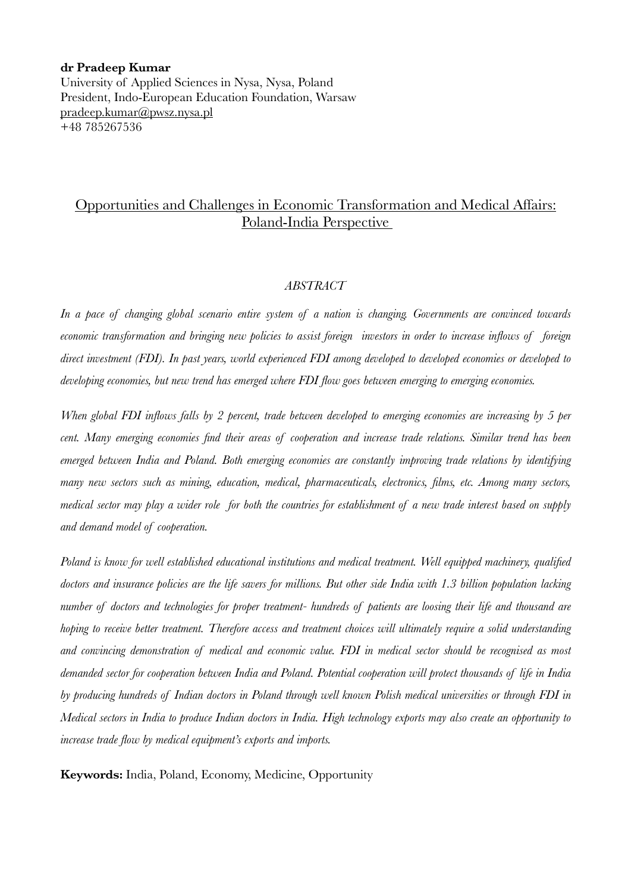**dr Pradeep Kumar**
University of Applied Sciences in Nysa, Nysa, Poland
President, Indo-European Education Foundation, Warsaw
pradeep.kumar@pwsz.nysa.pl
+48 785267536

# Opportunities and Challenges in Economic Transformation and Medical Affairs: Poland-India Perspective

*ABSTRACT*

*In a pace of changing global scenario entire system of a nation is changing. Governments are convinced towards economic transformation and bringing new policies to assist foreign investors in order to increase inflows of foreign direct investment (FDI). In past years, world experienced FDI among developed to developed economies or developed to developing economies, but new trend has emerged where FDI flow goes between emerging to emerging economies.*

*When global FDI inflows falls by 2 percent, trade between developed to emerging economies are increasing by 5 per cent. Many emerging economies find their areas of cooperation and increase trade relations. Similar trend has been emerged between India and Poland. Both emerging economies are constantly improving trade relations by identifying many new sectors such as mining, education, medical, pharmaceuticals, electronics, films, etc. Among many sectors, medical sector may play a wider role for both the countries for establishment of a new trade interest based on supply and demand model of cooperation.*

*Poland is know for well established educational institutions and medical treatment. Well equipped machinery, qualified doctors and insurance policies are the life savers for millions. But other side India with 1.3 billion population lacking number of doctors and technologies for proper treatment- hundreds of patients are loosing their life and thousand are hoping to receive better treatment. Therefore access and treatment choices will ultimately require a solid understanding and convincing demonstration of medical and economic value. FDI in medical sector should be recognised as most demanded sector for cooperation between India and Poland. Potential cooperation will protect thousands of life in India by producing hundreds of Indian doctors in Poland through well known Polish medical universities or through FDI in Medical sectors in India to produce Indian doctors in India. High technology exports may also create an opportunity to increase trade flow by medical equipment's exports and imports.*

**Keywords:** India, Poland, Economy, Medicine, Opportunity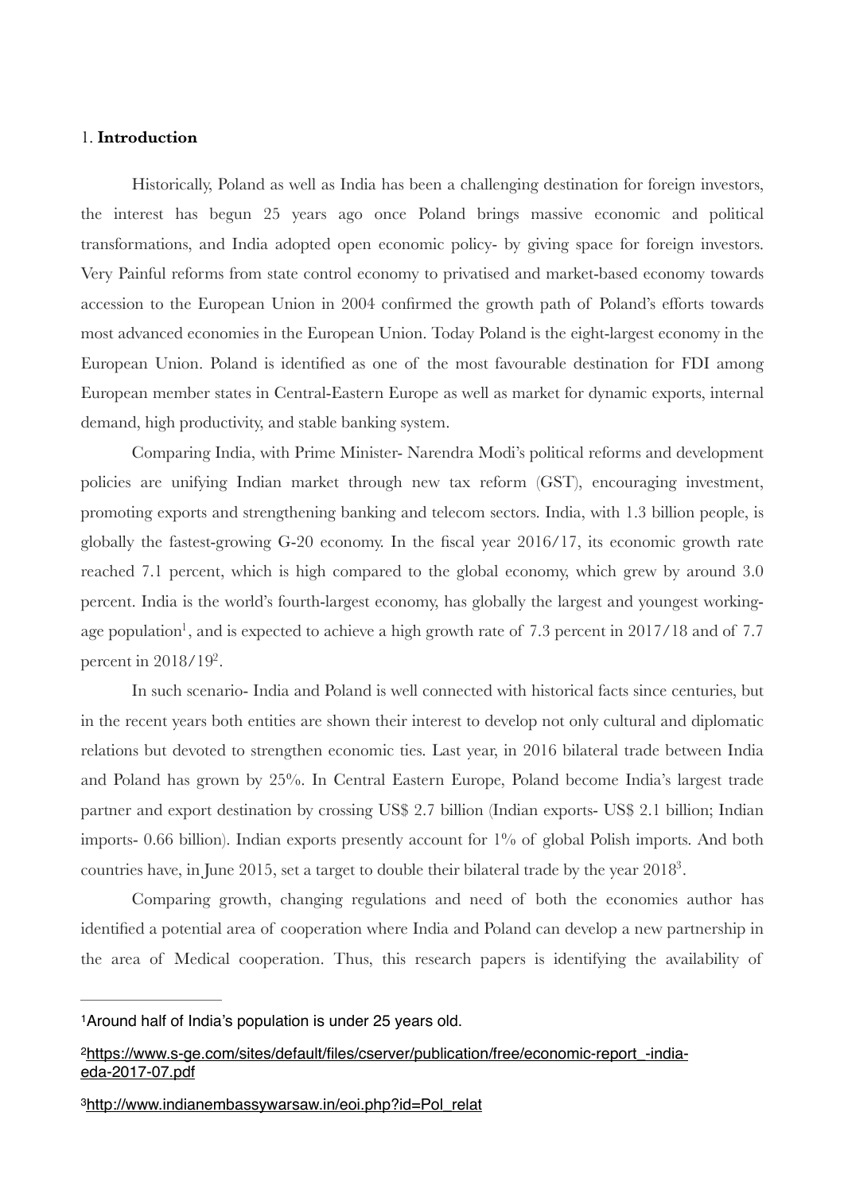1. **Introduction**

Historically, Poland as well as India has been a challenging destination for foreign investors, the interest has begun 25 years ago once Poland brings massive economic and political transformations, and India adopted open economic policy- by giving space for foreign investors. Very Painful reforms from state control economy to privatised and market-based economy towards accession to the European Union in 2004 confirmed the growth path of Poland's efforts towards most advanced economies in the European Union. Today Poland is the eight-largest economy in the European Union. Poland is identified as one of the most favourable destination for FDI among European member states in Central-Eastern Europe as well as market for dynamic exports, internal demand, high productivity, and stable banking system.

Comparing India, with Prime Minister- Narendra Modi's political reforms and development policies are unifying Indian market through new tax reform (GST), encouraging investment, promoting exports and strengthening banking and telecom sectors. India, with 1.3 billion people, is globally the fastest-growing G-20 economy. In the fiscal year 2016/17, its economic growth rate reached 7.1 percent, which is high compared to the global economy, which grew by around 3.0 percent. India is the world's fourth-largest economy, has globally the largest and youngest working-age population[1], and is expected to achieve a high growth rate of 7.3 percent in 2017/18 and of 7.7 percent in 2018/19[2].

In such scenario- India and Poland is well connected with historical facts since centuries, but in the recent years both entities are shown their interest to develop not only cultural and diplomatic relations but devoted to strengthen economic ties. Last year, in 2016 bilateral trade between India and Poland has grown by 25%. In Central Eastern Europe, Poland become India's largest trade partner and export destination by crossing US$ 2.7 billion (Indian exports- US$ 2.1 billion; Indian imports- 0.66 billion). Indian exports presently account for 1% of global Polish imports. And both countries have, in June 2015, set a target to double their bilateral trade by the year 2018[3].

Comparing growth, changing regulations and need of both the economies author has identified a potential area of cooperation where India and Poland can develop a new partnership in the area of Medical cooperation. Thus, this research papers is identifying the availability of

---

[1] Around half of India's population is under 25 years old.

[2] https://www.s-ge.com/sites/default/files/cserver/publication/free/economic-report_-india-eda-2017-07.pdf

[3] http://www.indianembassywarsaw.in/eoi.php?id=Pol_relat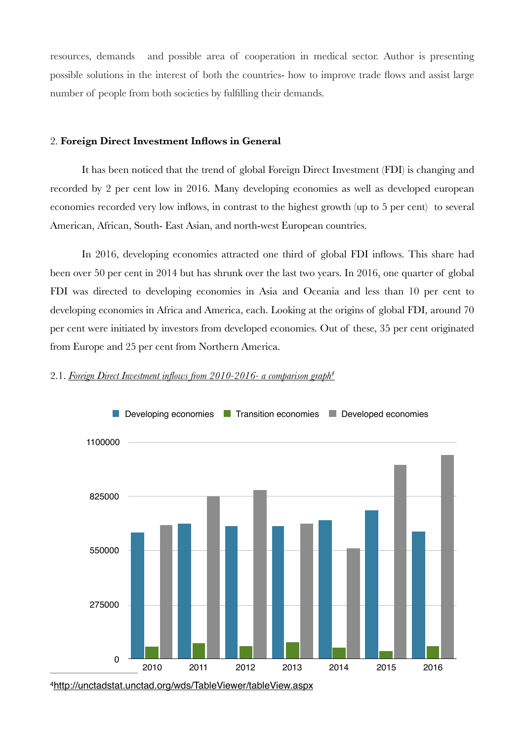resources, demands and possible area of cooperation in medical sector. Author is presenting possible solutions in the interest of both the countries- how to improve trade flows and assist large number of people from both societies by fulfilling their demands.

## 2. **Foreign Direct Investment Inflows in General**

It has been noticed that the trend of global Foreign Direct Investment (FDI) is changing and recorded by 2 per cent low in 2016. Many developing economies as well as developed european economies recorded very low inflows, in contrast to the highest growth (up to 5 per cent) to several American, African, South- East Asian, and north-west European countries.

In 2016, developing economies attracted one third of global FDI inflows. This share had been over 50 per cent in 2014 but has shrunk over the last two years. In 2016, one quarter of global FDI was directed to developing economies in Asia and Oceania and less than 10 per cent to developing economies in Africa and America, each. Looking at the origins of global FDI, around 70 per cent were initiated by investors from developed economies. Out of these, 35 per cent originated from Europe and 25 per cent from Northern America.

### 2.1. *Foreign Direct Investment inflows from 2010-2016- a comparison graph*[4]

Developing economies | Transition economies | Developed economies

1100000
825000
550000
275000
0

2010 2011 2012 2013 2014 2015 2016

[4]http://unctadstat.unctad.org/wds/TableViewer/tableView.aspx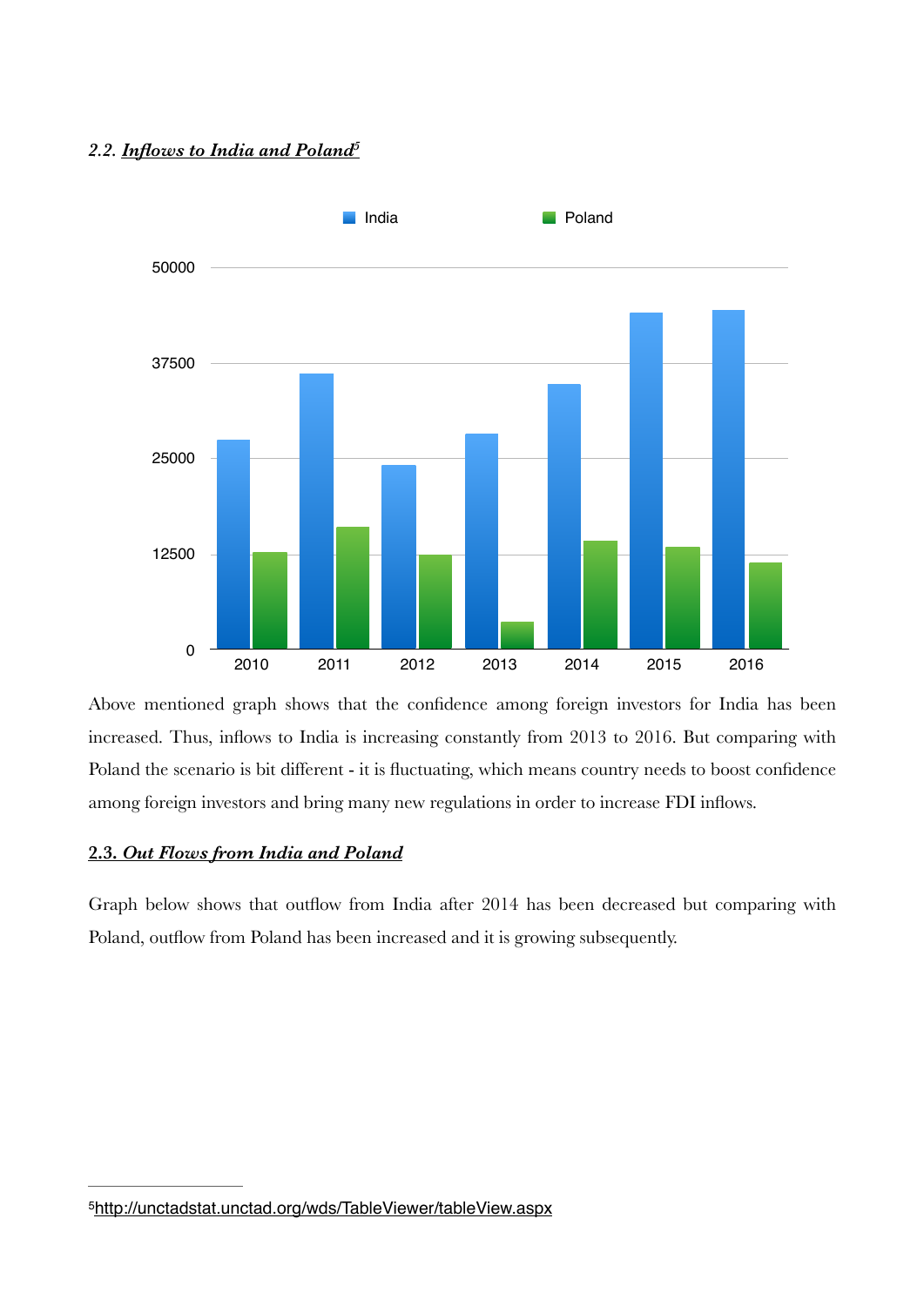### 2.2. ***Inflows to India and Poland***[5]

Above mentioned graph shows that the confidence among foreign investors for India has been increased. Thus, inflows to India is increasing constantly from 2013 to 2016. But comparing with Poland the scenario is bit different - it is fluctuating, which means country needs to boost confidence among foreign investors and bring many new regulations in order to increase FDI inflows.

### **2.3. *Out Flows from India and Poland***

Graph below shows that outflow from India after 2014 has been decreased but comparing with Poland, outflow from Poland has been increased and it is growing subsequently.

---

[5] http://unctadstat.unctad.org/wds/TableViewer/tableView.aspx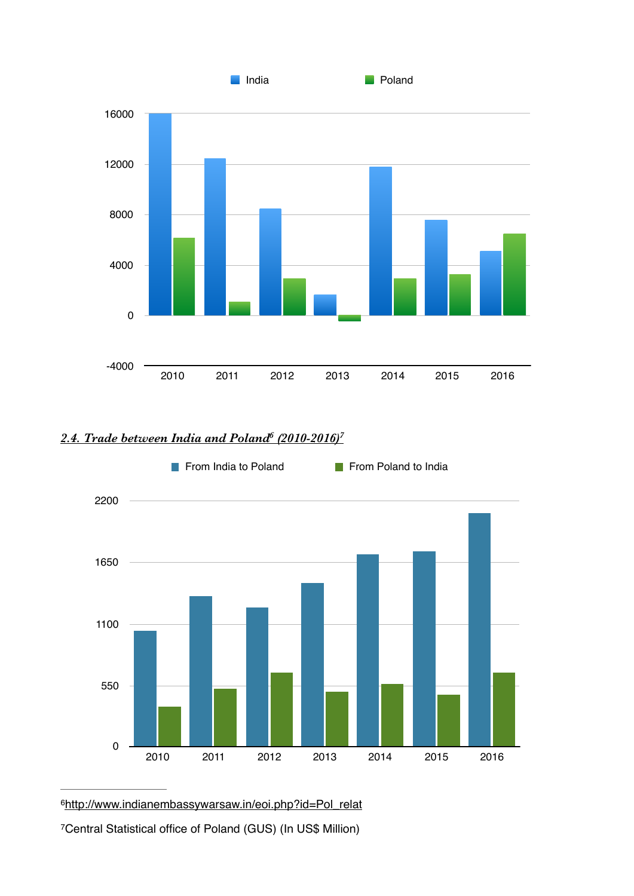## *2.4. Trade between India and Poland[6] (2010-2016)[7]*

[6]http://www.indianembassywarsaw.in/eoi.php?id=Pol_relat

[7]Central Statistical office of Poland (GUS) (In US$ Million)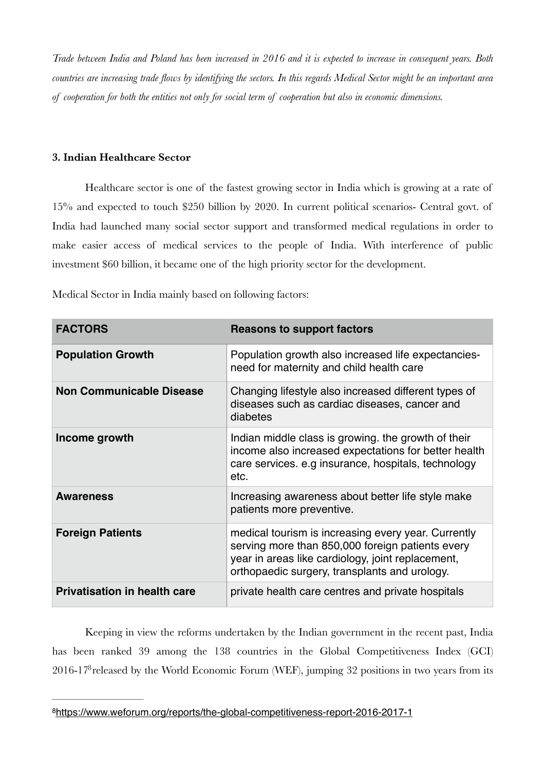*Trade between India and Poland has been increased in 2016 and it is expected to increase in consequent years. Both countries are increasing trade flows by identifying the sectors. In this regards Medical Sector might be an important area of cooperation for both the entities not only for social term of cooperation but also in economic dimensions.*

### 3. Indian Healthcare Sector

Healthcare sector is one of the fastest growing sector in India which is growing at a rate of 15% and expected to touch $250 billion by 2020. In current political scenarios- Central govt. of India had launched many social sector support and transformed medical regulations in order to make easier access of medical services to the people of India. With interference of public investment $60 billion, it became one of the high priority sector for the development.

Medical Sector in India mainly based on following factors:

| FACTORS | Reasons to support factors |
|---|---|
| **Population Growth** | Population growth also increased life expectancies- need for maternity and child health care |
| **Non Communicable Disease** | Changing lifestyle also increased different types of diseases such as cardiac diseases, cancer and diabetes |
| **Income growth** | Indian middle class is growing. the growth of their income also increased expectations for better health care services. e.g insurance, hospitals, technology etc. |
| **Awareness** | Increasing awareness about better life style make patients more preventive. |
| **Foreign Patients** | medical tourism is increasing every year. Currently serving more than 850,000 foreign patients every year in areas like cardiology, joint replacement, orthopaedic surgery, transplants and urology. |
| **Privatisation in health care** | private health care centres and private hospitals |

Keeping in view the reforms undertaken by the Indian government in the recent past, India has been ranked 39 among the 138 countries in the Global Competitiveness Index (GCI) 2016-17[8] released by the World Economic Forum (WEF), jumping 32 positions in two years from its

---

[8] https://www.weforum.org/reports/the-global-competitiveness-report-2016-2017-1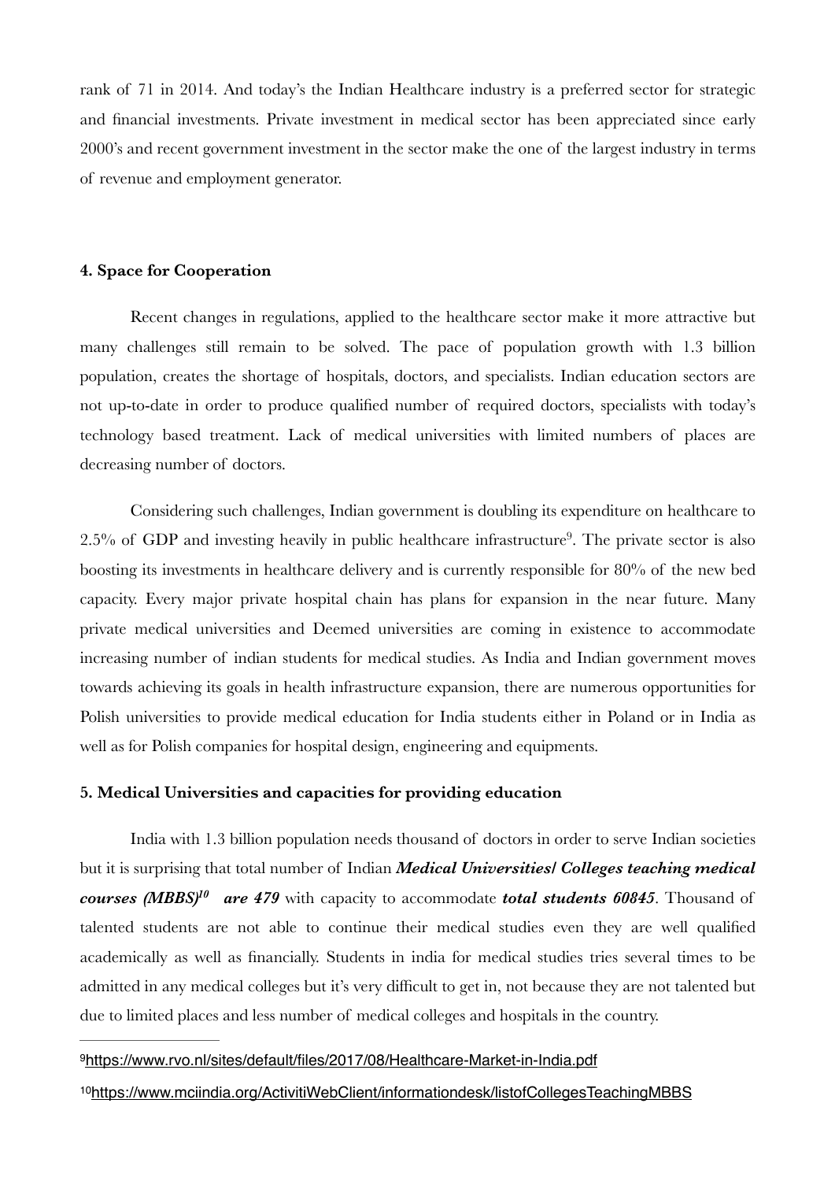rank of 71 in 2014. And today's the Indian Healthcare industry is a preferred sector for strategic and financial investments. Private investment in medical sector has been appreciated since early 2000's and recent government investment in the sector make the one of the largest industry in terms of revenue and employment generator.

#### 4. Space for Cooperation

Recent changes in regulations, applied to the healthcare sector make it more attractive but many challenges still remain to be solved. The pace of population growth with 1.3 billion population, creates the shortage of hospitals, doctors, and specialists. Indian education sectors are not up-to-date in order to produce qualified number of required doctors, specialists with today's technology based treatment. Lack of medical universities with limited numbers of places are decreasing number of doctors.

Considering such challenges, Indian government is doubling its expenditure on healthcare to 2.5% of GDP and investing heavily in public healthcare infrastructure[9]. The private sector is also boosting its investments in healthcare delivery and is currently responsible for 80% of the new bed capacity. Every major private hospital chain has plans for expansion in the near future. Many private medical universities and Deemed universities are coming in existence to accommodate increasing number of indian students for medical studies. As India and Indian government moves towards achieving its goals in health infrastructure expansion, there are numerous opportunities for Polish universities to provide medical education for India students either in Poland or in India as well as for Polish companies for hospital design, engineering and equipments.

#### 5. Medical Universities and capacities for providing education

India with 1.3 billion population needs thousand of doctors in order to serve Indian societies but it is surprising that total number of Indian ***Medical Universities/ Colleges teaching medical courses (MBBS)[10] are 479*** with capacity to accommodate ***total students 60845***. Thousand of talented students are not able to continue their medical studies even they are well qualified academically as well as financially. Students in india for medical studies tries several times to be admitted in any medical colleges but it's very difficult to get in, not because they are not talented but due to limited places and less number of medical colleges and hospitals in the country.

---

[9] https://www.rvo.nl/sites/default/files/2017/08/Healthcare-Market-in-India.pdf

[10] https://www.mciindia.org/ActivitiWebClient/informationdesk/listofCollegesTeachingMBBS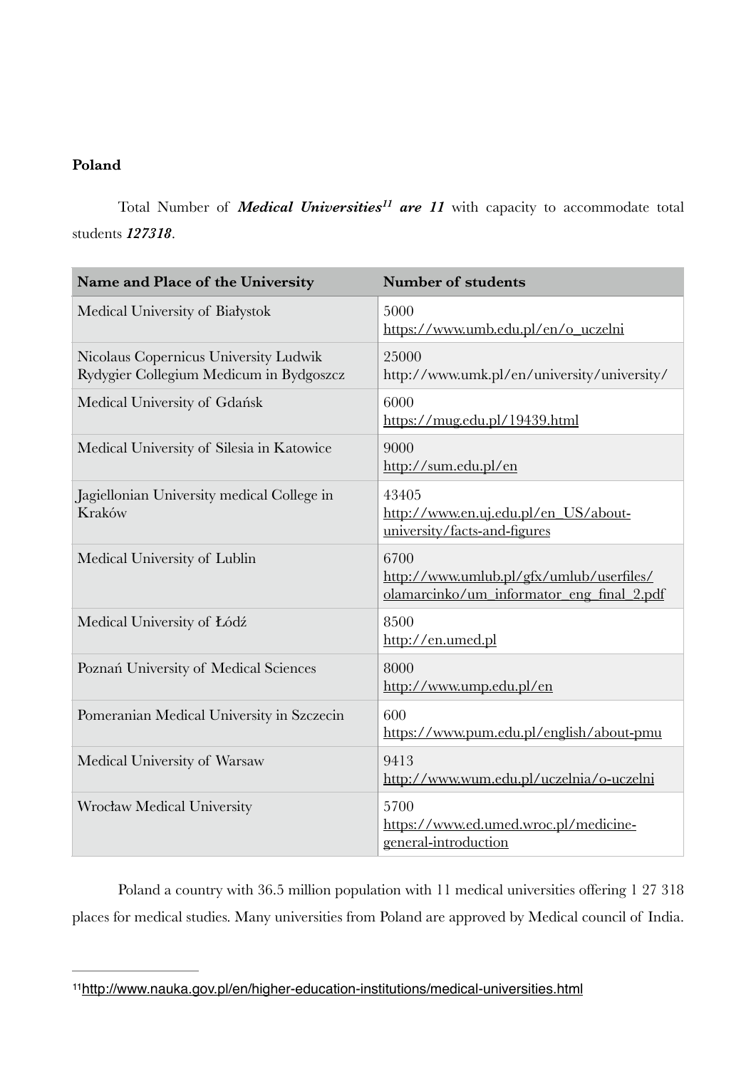**Poland**

Total Number of ***Medical Universities***[11] ***are 11*** with capacity to accommodate total students ***127318***.

| Name and Place of the University | Number of students |
|---|---|
| Medical University of Białystok | 5000 https://www.umb.edu.pl/en/o_uczelni |
| Nicolaus Copernicus University Ludwik Rydygier Collegium Medicum in Bydgoszcz | 25000 http://www.umk.pl/en/university/university/ |
| Medical University of Gdańsk | 6000 https://mug.edu.pl/19439.html |
| Medical University of Silesia in Katowice | 9000 http://sum.edu.pl/en |
| Jagiellonian University medical College in Kraków | 43405 http://www.en.uj.edu.pl/en_US/about-university/facts-and-figures |
| Medical University of Lublin | 6700 http://www.umlub.pl/gfx/umlub/userfiles/olamarcinko/um_informator_eng_final_2.pdf |
| Medical University of Łódź | 8500 http://en.umed.pl |
| Poznań University of Medical Sciences | 8000 http://www.ump.edu.pl/en |
| Pomeranian Medical University in Szczecin | 600 https://www.pum.edu.pl/english/about-pmu |
| Medical University of Warsaw | 9413 http://www.wum.edu.pl/uczelnia/o-uczelni |
| Wrocław Medical University | 5700 https://www.ed.umed.wroc.pl/medicine-general-introduction |

Poland a country with 36.5 million population with 11 medical universities offering 1 27 318 places for medical studies. Many universities from Poland are approved by Medical council of India.

[11] http://www.nauka.gov.pl/en/higher-education-institutions/medical-universities.html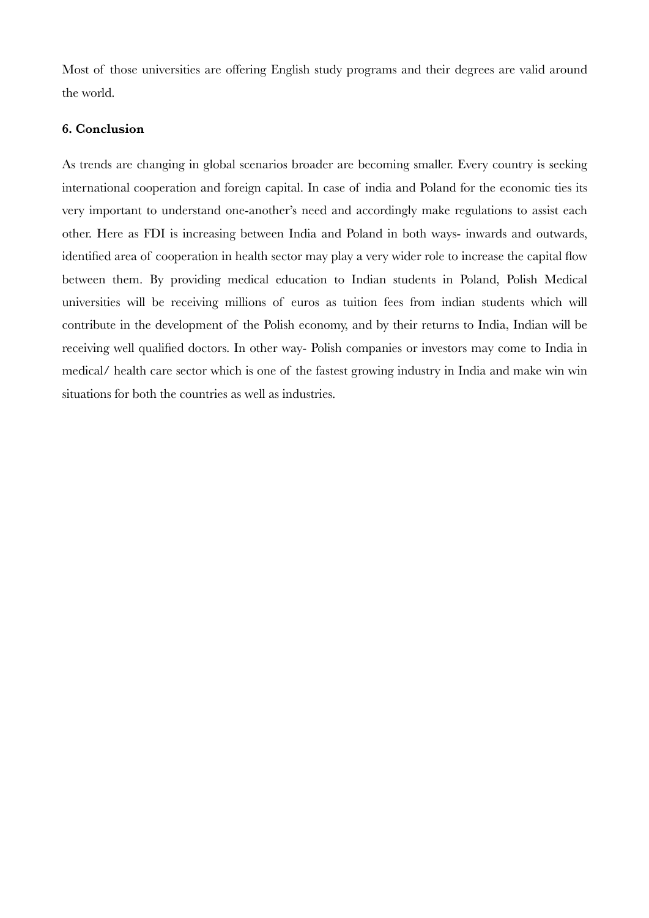Most of those universities are offering English study programs and their degrees are valid around the world.

### 6. Conclusion

As trends are changing in global scenarios broader are becoming smaller. Every country is seeking international cooperation and foreign capital. In case of india and Poland for the economic ties its very important to understand one-another's need and accordingly make regulations to assist each other. Here as FDI is increasing between India and Poland in both ways- inwards and outwards, identified area of cooperation in health sector may play a very wider role to increase the capital flow between them. By providing medical education to Indian students in Poland, Polish Medical universities will be receiving millions of euros as tuition fees from indian students which will contribute in the development of the Polish economy, and by their returns to India, Indian will be receiving well qualified doctors. In other way- Polish companies or investors may come to India in medical/ health care sector which is one of the fastest growing industry in India and make win win situations for both the countries as well as industries.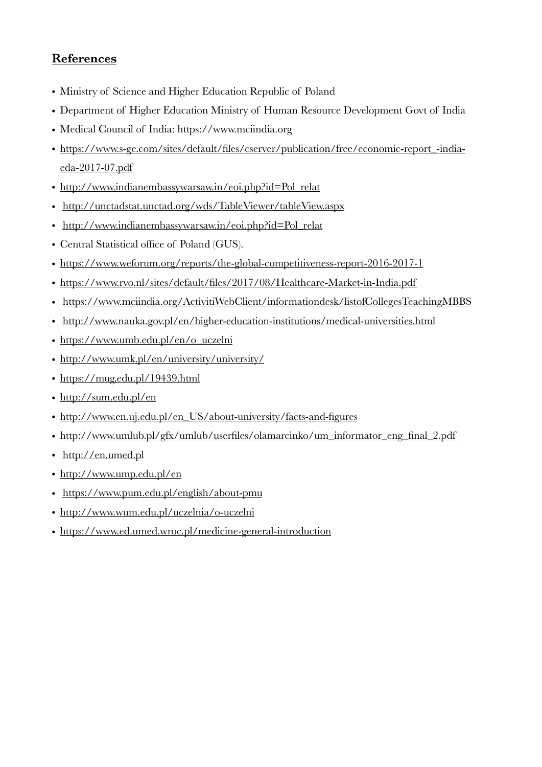## References

- Ministry of Science and Higher Education Republic of Poland
- Department of Higher Education Ministry of Human Resource Development Govt of India
- Medical Council of India: https://www.mciindia.org
- https://www.s-ge.com/sites/default/files/cserver/publication/free/economic-report_-india-eda-2017-07.pdf
- http://www.indianembassywarsaw.in/eoi.php?id=Pol_relat
- http://unctadstat.unctad.org/wds/TableViewer/tableView.aspx
- http://www.indianembassywarsaw.in/eoi.php?id=Pol_relat
- Central Statistical office of Poland (GUS).
- https://www.weforum.org/reports/the-global-competitiveness-report-2016-2017-1
- https://www.rvo.nl/sites/default/files/2017/08/Healthcare-Market-in-India.pdf
- https://www.mciindia.org/ActivitiWebClient/informationdesk/listofCollegesTeachingMBBS
- http://www.nauka.gov.pl/en/higher-education-institutions/medical-universities.html
- https://www.umb.edu.pl/en/o_uczelni
- http://www.umk.pl/en/university/university/
- https://mug.edu.pl/19439.html
- http://sum.edu.pl/en
- http://www.en.uj.edu.pl/en_US/about-university/facts-and-figures
- http://www.umlub.pl/gfx/umlub/userfiles/olamarcinko/um_informator_eng_final_2.pdf
- http://en.umed.pl
- http://www.ump.edu.pl/en
- https://www.pum.edu.pl/english/about-pmu
- http://www.wum.edu.pl/uczelnia/o-uczelni
- https://www.ed.umed.wroc.pl/medicine-general-introduction